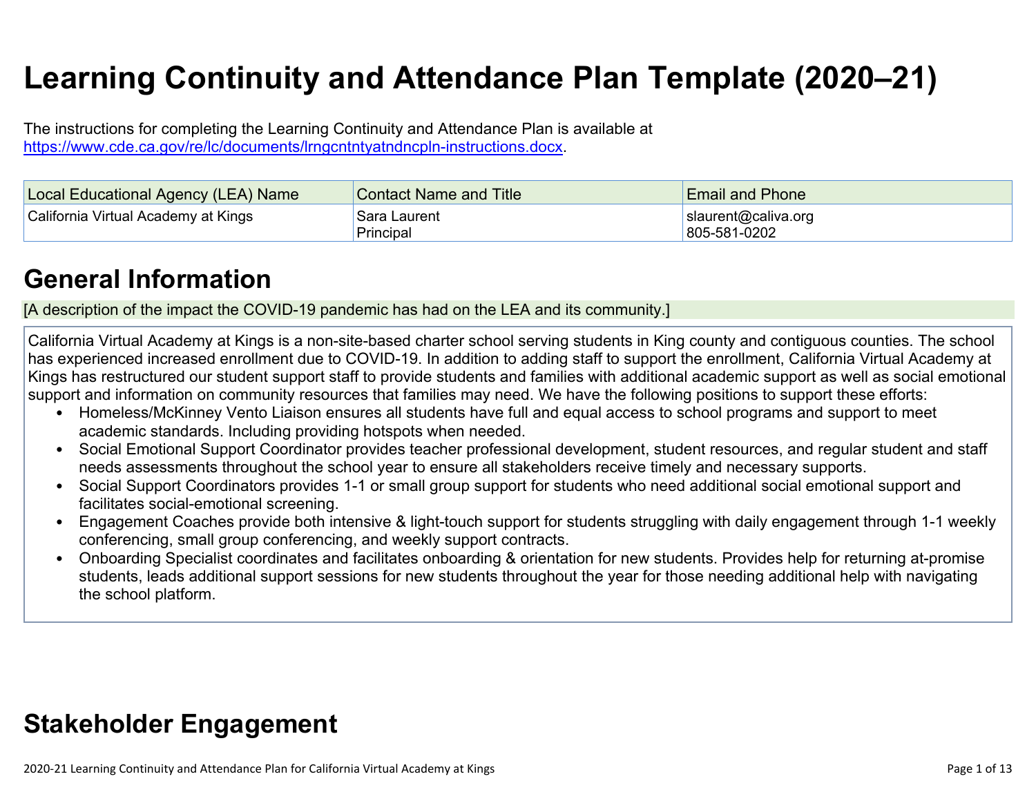# Learning Continuity and Attendance Plan Template (2020–21)

The instructions for completing the Learning Continuity and Attendance Plan is available at https://www.cde.ca.gov/re/lc/documents/lrngcntntyatndncpln-instructions.docx.

| Local Educational Agency (LEA) Name | Contact Name and Title | Email and Phone |
| --- | --- | --- |
| California Virtual Academy at Kings | Sara Laurent<br>Principal | slaurent@caliva.org<br>805-581-0202 |

## General Information

[A description of the impact the COVID-19 pandemic has had on the LEA and its community.]

California Virtual Academy at Kings is a non-site-based charter school serving students in King county and contiguous counties. The school has experienced increased enrollment due to COVID-19. In addition to adding staff to support the enrollment, California Virtual Academy at Kings has restructured our student support staff to provide students and families with additional academic support as well as social emotional support and information on community resources that families may need. We have the following positions to support these efforts:

- Homeless/McKinney Vento Liaison ensures all students have full and equal access to school programs and support to meet academic standards. Including providing hotspots when needed.
- Social Emotional Support Coordinator provides teacher professional development, student resources, and regular student and staff needs assessments throughout the school year to ensure all stakeholders receive timely and necessary supports.
- Social Support Coordinators provides 1-1 or small group support for students who need additional social emotional support and facilitates social-emotional screening.
- Engagement Coaches provide both intensive & light-touch support for students struggling with daily engagement through 1-1 weekly conferencing, small group conferencing, and weekly support contracts.
- Onboarding Specialist coordinates and facilitates onboarding & orientation for new students. Provides help for returning at-promise students, leads additional support sessions for new students throughout the year for those needing additional help with navigating the school platform.

## Stakeholder Engagement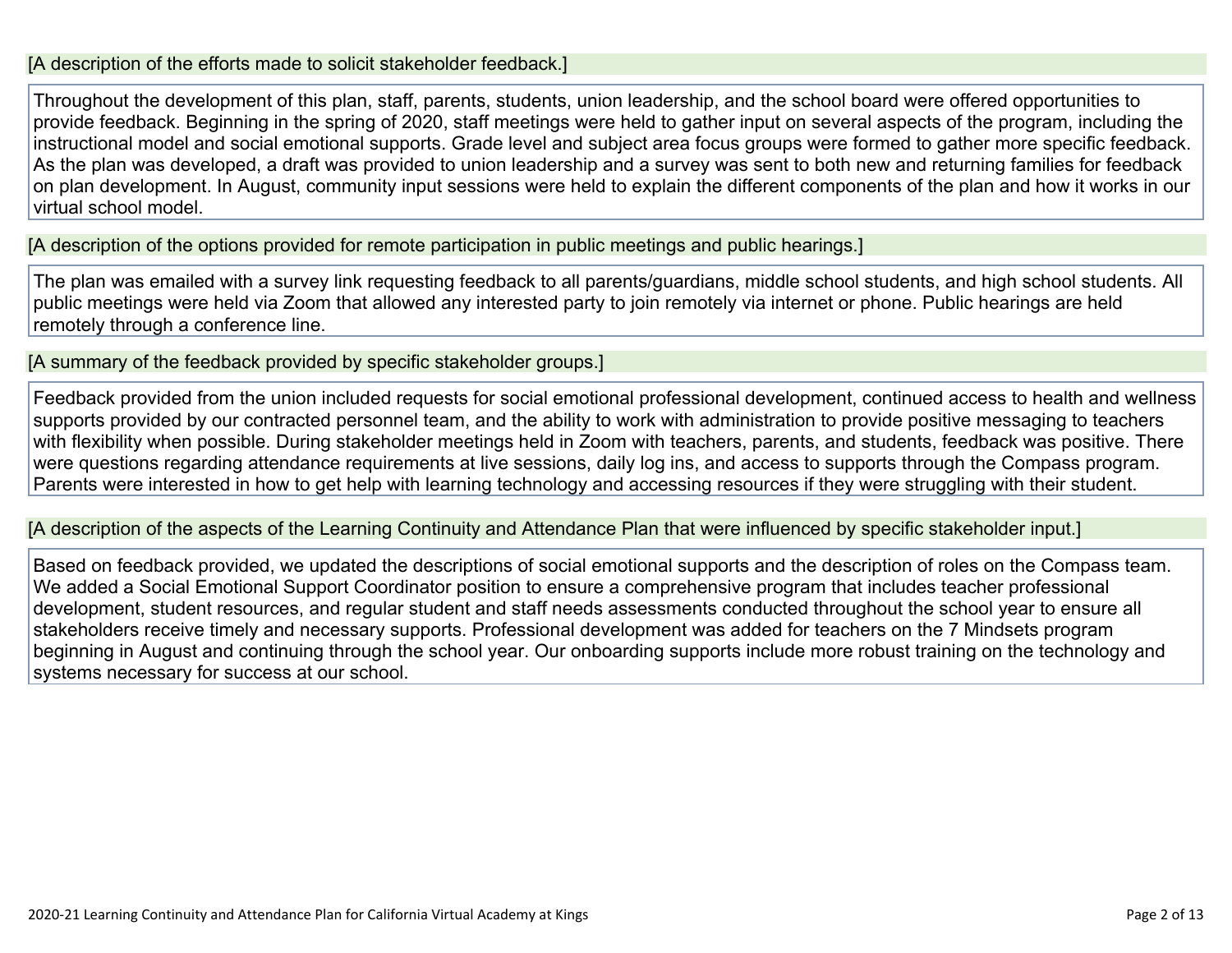[A description of the efforts made to solicit stakeholder feedback.]

Throughout the development of this plan, staff, parents, students, union leadership, and the school board were offered opportunities to provide feedback. Beginning in the spring of 2020, staff meetings were held to gather input on several aspects of the program, including the instructional model and social emotional supports. Grade level and subject area focus groups were formed to gather more specific feedback. As the plan was developed, a draft was provided to union leadership and a survey was sent to both new and returning families for feedback on plan development. In August, community input sessions were held to explain the different components of the plan and how it works in our virtual school model.

[A description of the options provided for remote participation in public meetings and public hearings.]

The plan was emailed with a survey link requesting feedback to all parents/guardians, middle school students, and high school students. All public meetings were held via Zoom that allowed any interested party to join remotely via internet or phone. Public hearings are held remotely through a conference line.

[A summary of the feedback provided by specific stakeholder groups.]

Feedback provided from the union included requests for social emotional professional development, continued access to health and wellness supports provided by our contracted personnel team, and the ability to work with administration to provide positive messaging to teachers with flexibility when possible. During stakeholder meetings held in Zoom with teachers, parents, and students, feedback was positive. There were questions regarding attendance requirements at live sessions, daily log ins, and access to supports through the Compass program. Parents were interested in how to get help with learning technology and accessing resources if they were struggling with their student.

[A description of the aspects of the Learning Continuity and Attendance Plan that were influenced by specific stakeholder input.]

Based on feedback provided, we updated the descriptions of social emotional supports and the description of roles on the Compass team. We added a Social Emotional Support Coordinator position to ensure a comprehensive program that includes teacher professional development, student resources, and regular student and staff needs assessments conducted throughout the school year to ensure all stakeholders receive timely and necessary supports. Professional development was added for teachers on the 7 Mindsets program beginning in August and continuing through the school year. Our onboarding supports include more robust training on the technology and systems necessary for success at our school.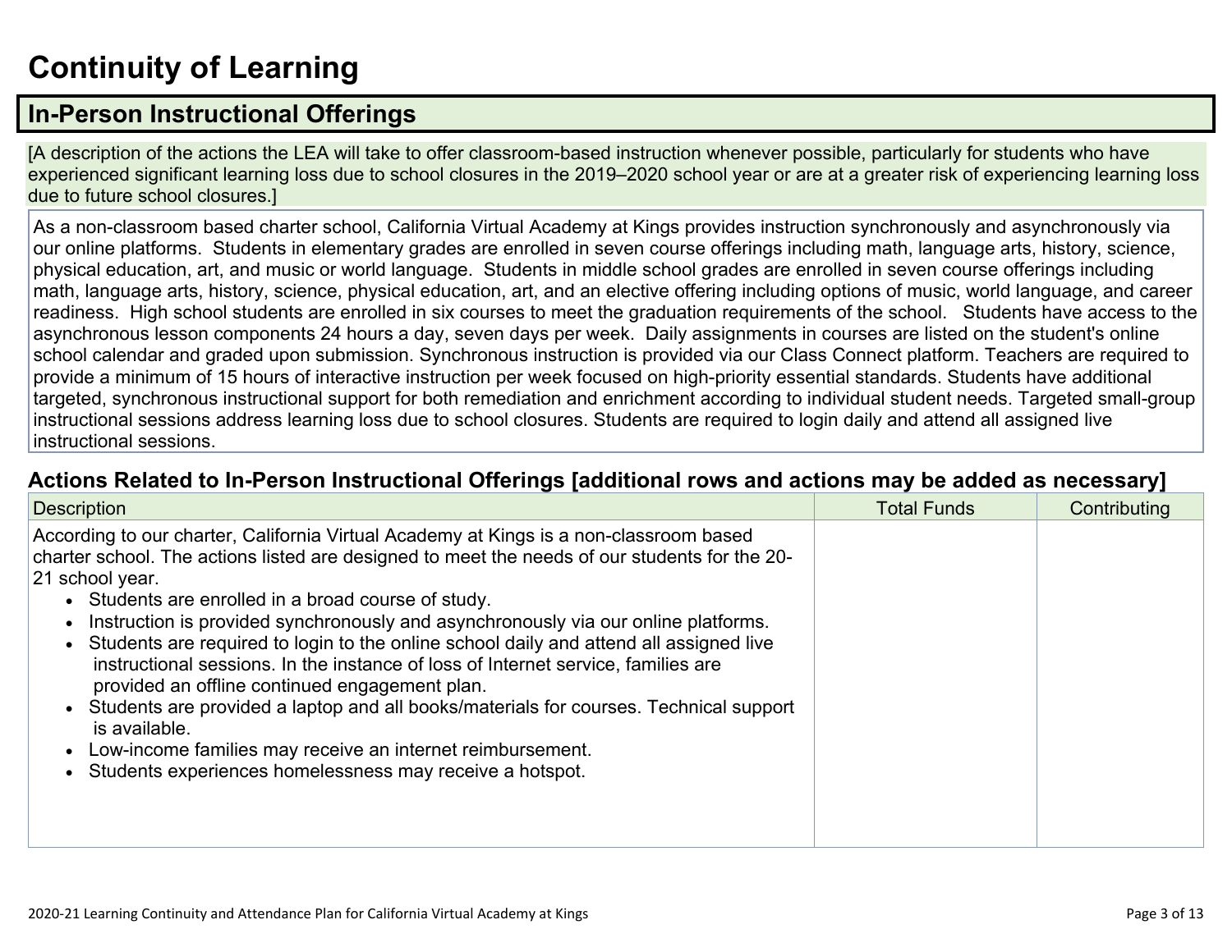# Continuity of Learning

## In-Person Instructional Offerings

[A description of the actions the LEA will take to offer classroom-based instruction whenever possible, particularly for students who have experienced significant learning loss due to school closures in the 2019–2020 school year or are at a greater risk of experiencing learning loss due to future school closures.]

As a non-classroom based charter school, California Virtual Academy at Kings provides instruction synchronously and asynchronously via our online platforms. Students in elementary grades are enrolled in seven course offerings including math, language arts, history, science, physical education, art, and music or world language. Students in middle school grades are enrolled in seven course offerings including math, language arts, history, science, physical education, art, and an elective offering including options of music, world language, and career readiness. High school students are enrolled in six courses to meet the graduation requirements of the school. Students have access to the asynchronous lesson components 24 hours a day, seven days per week. Daily assignments in courses are listed on the student's online school calendar and graded upon submission. Synchronous instruction is provided via our Class Connect platform. Teachers are required to provide a minimum of 15 hours of interactive instruction per week focused on high-priority essential standards. Students have additional targeted, synchronous instructional support for both remediation and enrichment according to individual student needs. Targeted small-group instructional sessions address learning loss due to school closures. Students are required to login daily and attend all assigned live instructional sessions.

### Actions Related to In-Person Instructional Offerings [additional rows and actions may be added as necessary]

| Description | Total Funds | Contributing |
|---|---|---|
| According to our charter, California Virtual Academy at Kings is a non-classroom based charter school. The actions listed are designed to meet the needs of our students for the 20-21 school year.<br>• Students are enrolled in a broad course of study.<br>• Instruction is provided synchronously and asynchronously via our online platforms.<br>• Students are required to login to the online school daily and attend all assigned live instructional sessions. In the instance of loss of Internet service, families are provided an offline continued engagement plan.<br>• Students are provided a laptop and all books/materials for courses. Technical support is available.<br>• Low-income families may receive an internet reimbursement.<br>• Students experiences homelessness may receive a hotspot. | | |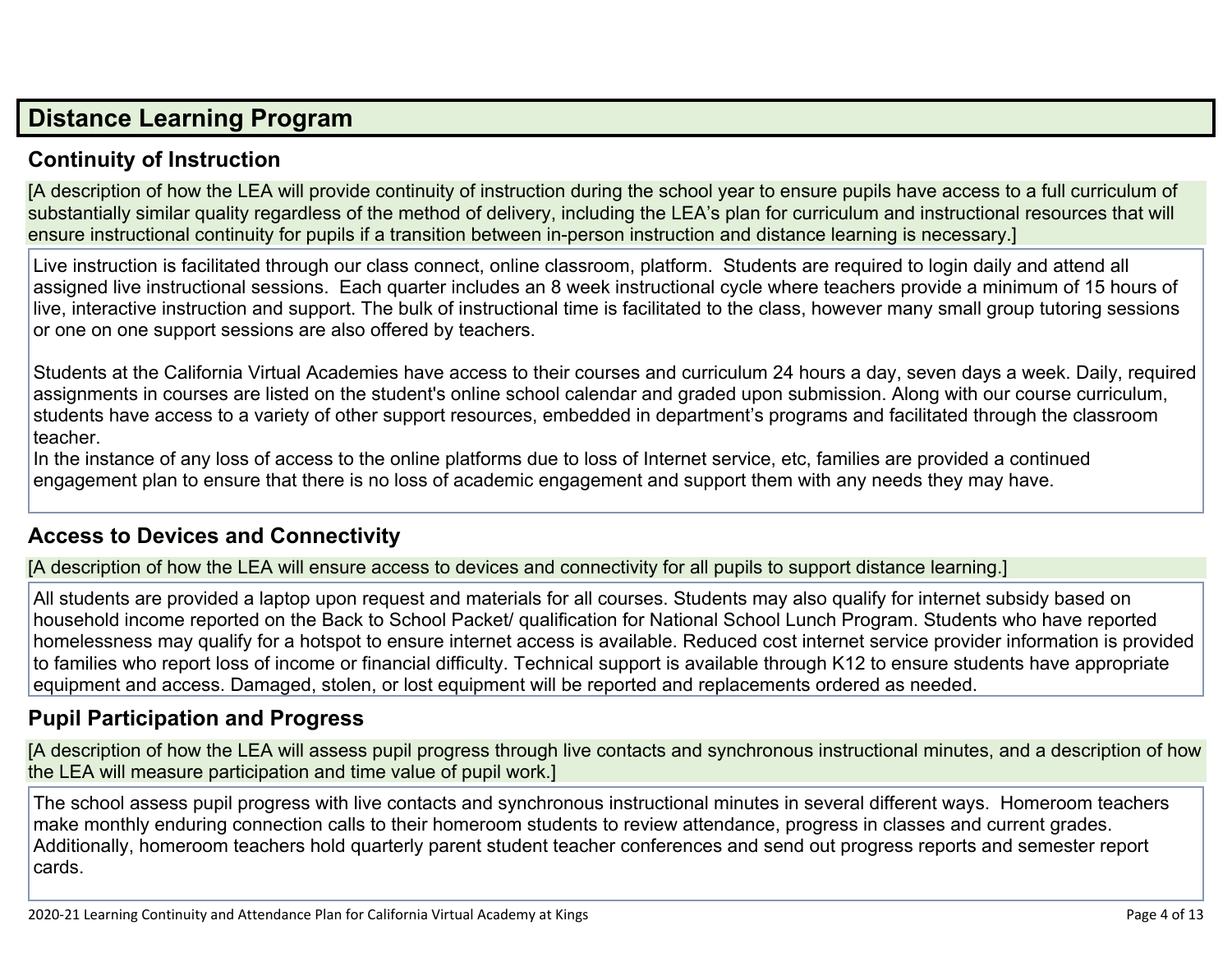## Distance Learning Program

### Continuity of Instruction

[A description of how the LEA will provide continuity of instruction during the school year to ensure pupils have access to a full curriculum of substantially similar quality regardless of the method of delivery, including the LEA's plan for curriculum and instructional resources that will ensure instructional continuity for pupils if a transition between in-person instruction and distance learning is necessary.]

Live instruction is facilitated through our class connect, online classroom, platform. Students are required to login daily and attend all assigned live instructional sessions. Each quarter includes an 8 week instructional cycle where teachers provide a minimum of 15 hours of live, interactive instruction and support. The bulk of instructional time is facilitated to the class, however many small group tutoring sessions or one on one support sessions are also offered by teachers.

Students at the California Virtual Academies have access to their courses and curriculum 24 hours a day, seven days a week. Daily, required assignments in courses are listed on the student's online school calendar and graded upon submission. Along with our course curriculum, students have access to a variety of other support resources, embedded in department's programs and facilitated through the classroom teacher.
In the instance of any loss of access to the online platforms due to loss of Internet service, etc, families are provided a continued engagement plan to ensure that there is no loss of academic engagement and support them with any needs they may have.

### Access to Devices and Connectivity

[A description of how the LEA will ensure access to devices and connectivity for all pupils to support distance learning.]

All students are provided a laptop upon request and materials for all courses. Students may also qualify for internet subsidy based on household income reported on the Back to School Packet/ qualification for National School Lunch Program. Students who have reported homelessness may qualify for a hotspot to ensure internet access is available. Reduced cost internet service provider information is provided to families who report loss of income or financial difficulty. Technical support is available through K12 to ensure students have appropriate equipment and access. Damaged, stolen, or lost equipment will be reported and replacements ordered as needed.

### Pupil Participation and Progress

[A description of how the LEA will assess pupil progress through live contacts and synchronous instructional minutes, and a description of how the LEA will measure participation and time value of pupil work.]

The school assess pupil progress with live contacts and synchronous instructional minutes in several different ways. Homeroom teachers make monthly enduring connection calls to their homeroom students to review attendance, progress in classes and current grades. Additionally, homeroom teachers hold quarterly parent student teacher conferences and send out progress reports and semester report cards.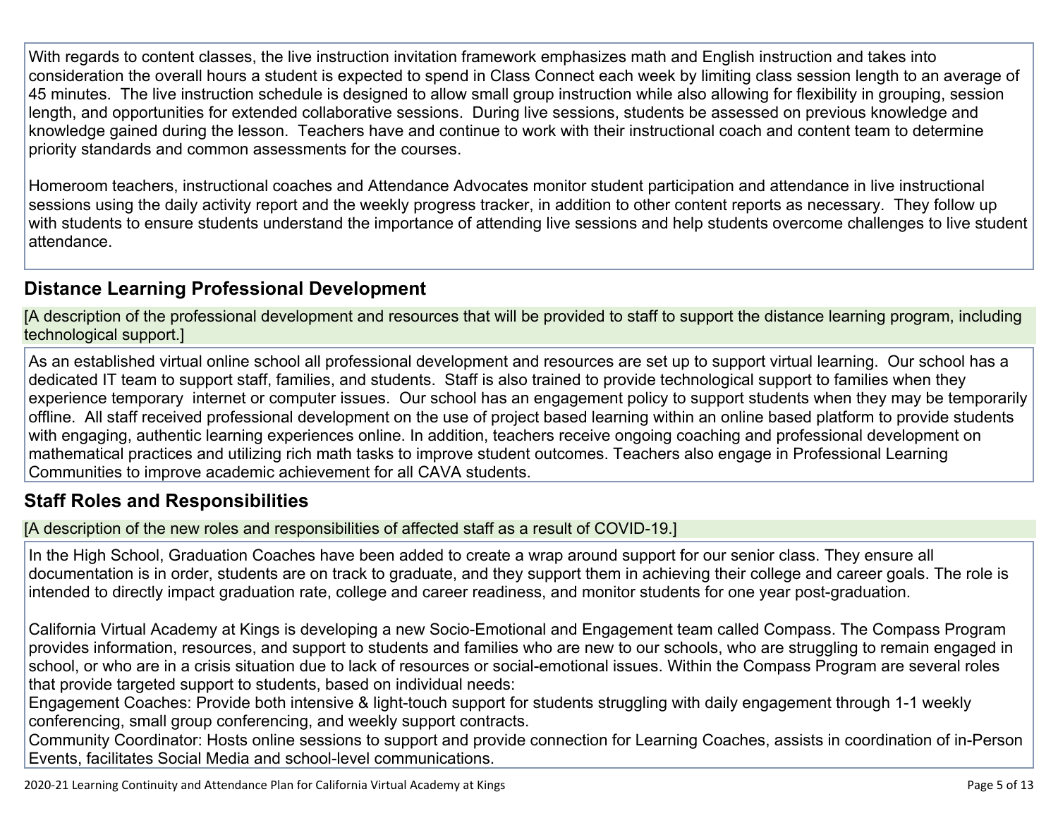With regards to content classes, the live instruction invitation framework emphasizes math and English instruction and takes into consideration the overall hours a student is expected to spend in Class Connect each week by limiting class session length to an average of 45 minutes. The live instruction schedule is designed to allow small group instruction while also allowing for flexibility in grouping, session length, and opportunities for extended collaborative sessions. During live sessions, students be assessed on previous knowledge and knowledge gained during the lesson. Teachers have and continue to work with their instructional coach and content team to determine priority standards and common assessments for the courses.

Homeroom teachers, instructional coaches and Attendance Advocates monitor student participation and attendance in live instructional sessions using the daily activity report and the weekly progress tracker, in addition to other content reports as necessary. They follow up with students to ensure students understand the importance of attending live sessions and help students overcome challenges to live student attendance.

## Distance Learning Professional Development

[A description of the professional development and resources that will be provided to staff to support the distance learning program, including technological support.]

As an established virtual online school all professional development and resources are set up to support virtual learning. Our school has a dedicated IT team to support staff, families, and students. Staff is also trained to provide technological support to families when they experience temporary internet or computer issues. Our school has an engagement policy to support students when they may be temporarily offline. All staff received professional development on the use of project based learning within an online based platform to provide students with engaging, authentic learning experiences online. In addition, teachers receive ongoing coaching and professional development on mathematical practices and utilizing rich math tasks to improve student outcomes. Teachers also engage in Professional Learning Communities to improve academic achievement for all CAVA students.

## Staff Roles and Responsibilities

[A description of the new roles and responsibilities of affected staff as a result of COVID-19.]

In the High School, Graduation Coaches have been added to create a wrap around support for our senior class. They ensure all documentation is in order, students are on track to graduate, and they support them in achieving their college and career goals. The role is intended to directly impact graduation rate, college and career readiness, and monitor students for one year post-graduation.

California Virtual Academy at Kings is developing a new Socio-Emotional and Engagement team called Compass. The Compass Program provides information, resources, and support to students and families who are new to our schools, who are struggling to remain engaged in school, or who are in a crisis situation due to lack of resources or social-emotional issues. Within the Compass Program are several roles that provide targeted support to students, based on individual needs:
Engagement Coaches: Provide both intensive & light-touch support for students struggling with daily engagement through 1-1 weekly conferencing, small group conferencing, and weekly support contracts.
Community Coordinator: Hosts online sessions to support and provide connection for Learning Coaches, assists in coordination of in-Person Events, facilitates Social Media and school-level communications.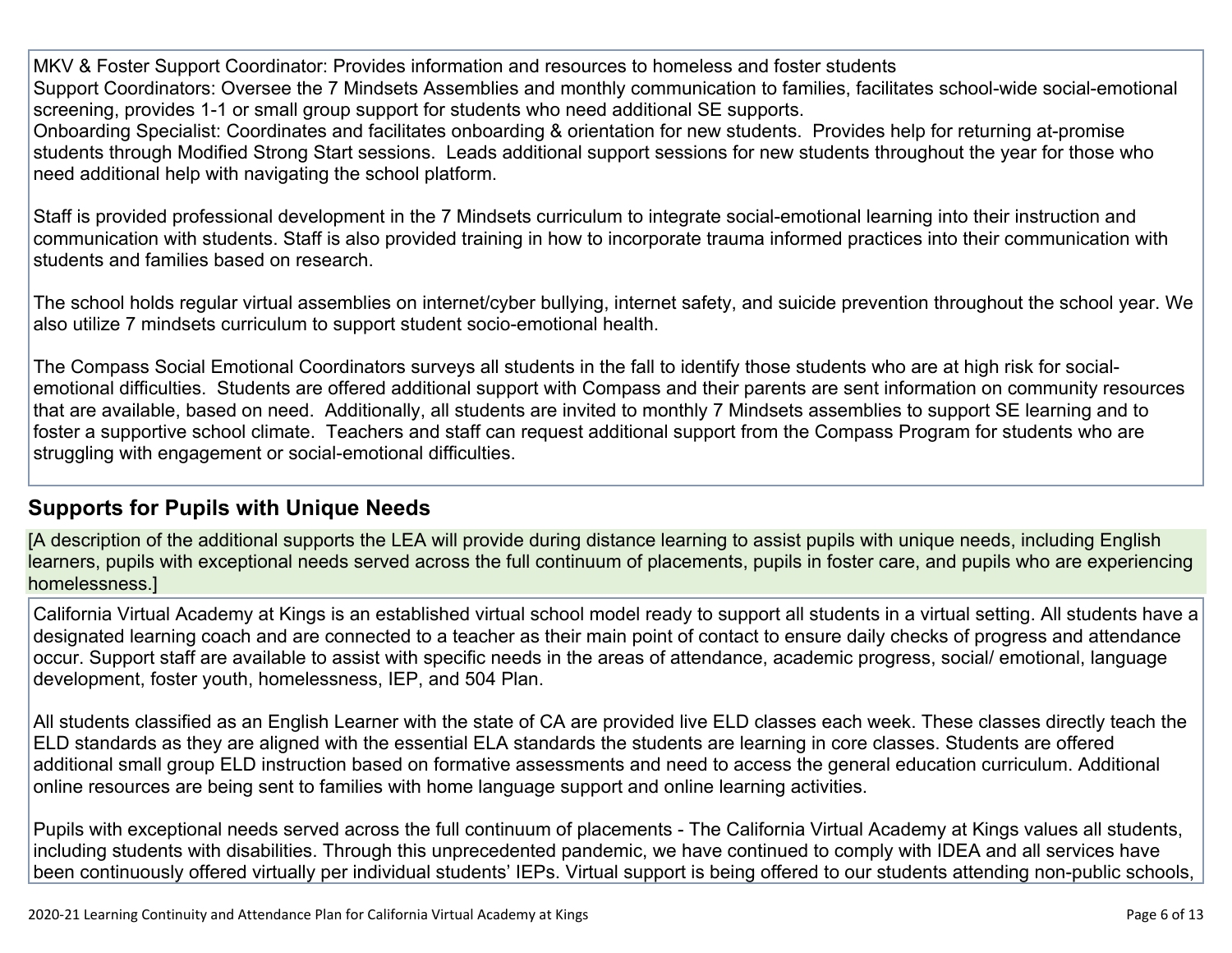MKV & Foster Support Coordinator: Provides information and resources to homeless and foster students
Support Coordinators: Oversee the 7 Mindsets Assemblies and monthly communication to families, facilitates school-wide social-emotional screening, provides 1-1 or small group support for students who need additional SE supports.
Onboarding Specialist: Coordinates and facilitates onboarding & orientation for new students. Provides help for returning at-promise students through Modified Strong Start sessions. Leads additional support sessions for new students throughout the year for those who need additional help with navigating the school platform.

Staff is provided professional development in the 7 Mindsets curriculum to integrate social-emotional learning into their instruction and communication with students. Staff is also provided training in how to incorporate trauma informed practices into their communication with students and families based on research.

The school holds regular virtual assemblies on internet/cyber bullying, internet safety, and suicide prevention throughout the school year. We also utilize 7 mindsets curriculum to support student socio-emotional health.

The Compass Social Emotional Coordinators surveys all students in the fall to identify those students who are at high risk for social-emotional difficulties. Students are offered additional support with Compass and their parents are sent information on community resources that are available, based on need. Additionally, all students are invited to monthly 7 Mindsets assemblies to support SE learning and to foster a supportive school climate. Teachers and staff can request additional support from the Compass Program for students who are struggling with engagement or social-emotional difficulties.

## Supports for Pupils with Unique Needs

[A description of the additional supports the LEA will provide during distance learning to assist pupils with unique needs, including English learners, pupils with exceptional needs served across the full continuum of placements, pupils in foster care, and pupils who are experiencing homelessness.]

California Virtual Academy at Kings is an established virtual school model ready to support all students in a virtual setting. All students have a designated learning coach and are connected to a teacher as their main point of contact to ensure daily checks of progress and attendance occur. Support staff are available to assist with specific needs in the areas of attendance, academic progress, social/ emotional, language development, foster youth, homelessness, IEP, and 504 Plan.

All students classified as an English Learner with the state of CA are provided live ELD classes each week. These classes directly teach the ELD standards as they are aligned with the essential ELA standards the students are learning in core classes. Students are offered additional small group ELD instruction based on formative assessments and need to access the general education curriculum. Additional online resources are being sent to families with home language support and online learning activities.

Pupils with exceptional needs served across the full continuum of placements - The California Virtual Academy at Kings values all students, including students with disabilities. Through this unprecedented pandemic, we have continued to comply with IDEA and all services have been continuously offered virtually per individual students' IEPs. Virtual support is being offered to our students attending non-public schools,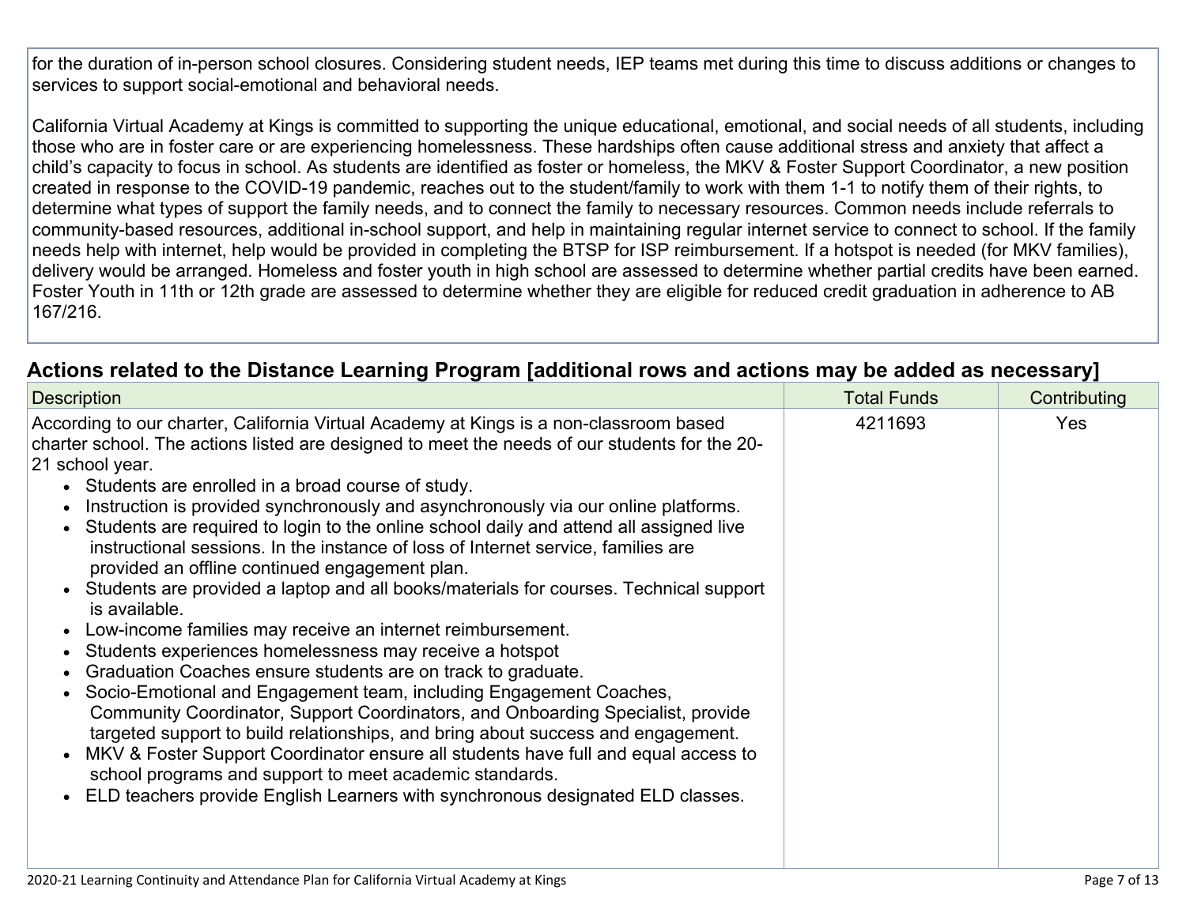for the duration of in-person school closures. Considering student needs, IEP teams met during this time to discuss additions or changes to services to support social-emotional and behavioral needs.

California Virtual Academy at Kings is committed to supporting the unique educational, emotional, and social needs of all students, including those who are in foster care or are experiencing homelessness. These hardships often cause additional stress and anxiety that affect a child's capacity to focus in school. As students are identified as foster or homeless, the MKV & Foster Support Coordinator, a new position created in response to the COVID-19 pandemic, reaches out to the student/family to work with them 1-1 to notify them of their rights, to determine what types of support the family needs, and to connect the family to necessary resources. Common needs include referrals to community-based resources, additional in-school support, and help in maintaining regular internet service to connect to school. If the family needs help with internet, help would be provided in completing the BTSP for ISP reimbursement. If a hotspot is needed (for MKV families), delivery would be arranged. Homeless and foster youth in high school are assessed to determine whether partial credits have been earned. Foster Youth in 11th or 12th grade are assessed to determine whether they are eligible for reduced credit graduation in adherence to AB 167/216.

## Actions related to the Distance Learning Program [additional rows and actions may be added as necessary]

| Description | Total Funds | Contributing |
|---|---|---|
| According to our charter, California Virtual Academy at Kings is a non-classroom based charter school. The actions listed are designed to meet the needs of our students for the 20-21 school year.<br>• Students are enrolled in a broad course of study.<br>• Instruction is provided synchronously and asynchronously via our online platforms.<br>• Students are required to login to the online school daily and attend all assigned live instructional sessions. In the instance of loss of Internet service, families are provided an offline continued engagement plan.<br>• Students are provided a laptop and all books/materials for courses. Technical support is available.<br>• Low-income families may receive an internet reimbursement.<br>• Students experiences homelessness may receive a hotspot<br>• Graduation Coaches ensure students are on track to graduate.<br>• Socio-Emotional and Engagement team, including Engagement Coaches, Community Coordinator, Support Coordinators, and Onboarding Specialist, provide targeted support to build relationships, and bring about success and engagement.<br>• MKV & Foster Support Coordinator ensure all students have full and equal access to school programs and support to meet academic standards.<br>• ELD teachers provide English Learners with synchronous designated ELD classes. | 4211693 | Yes |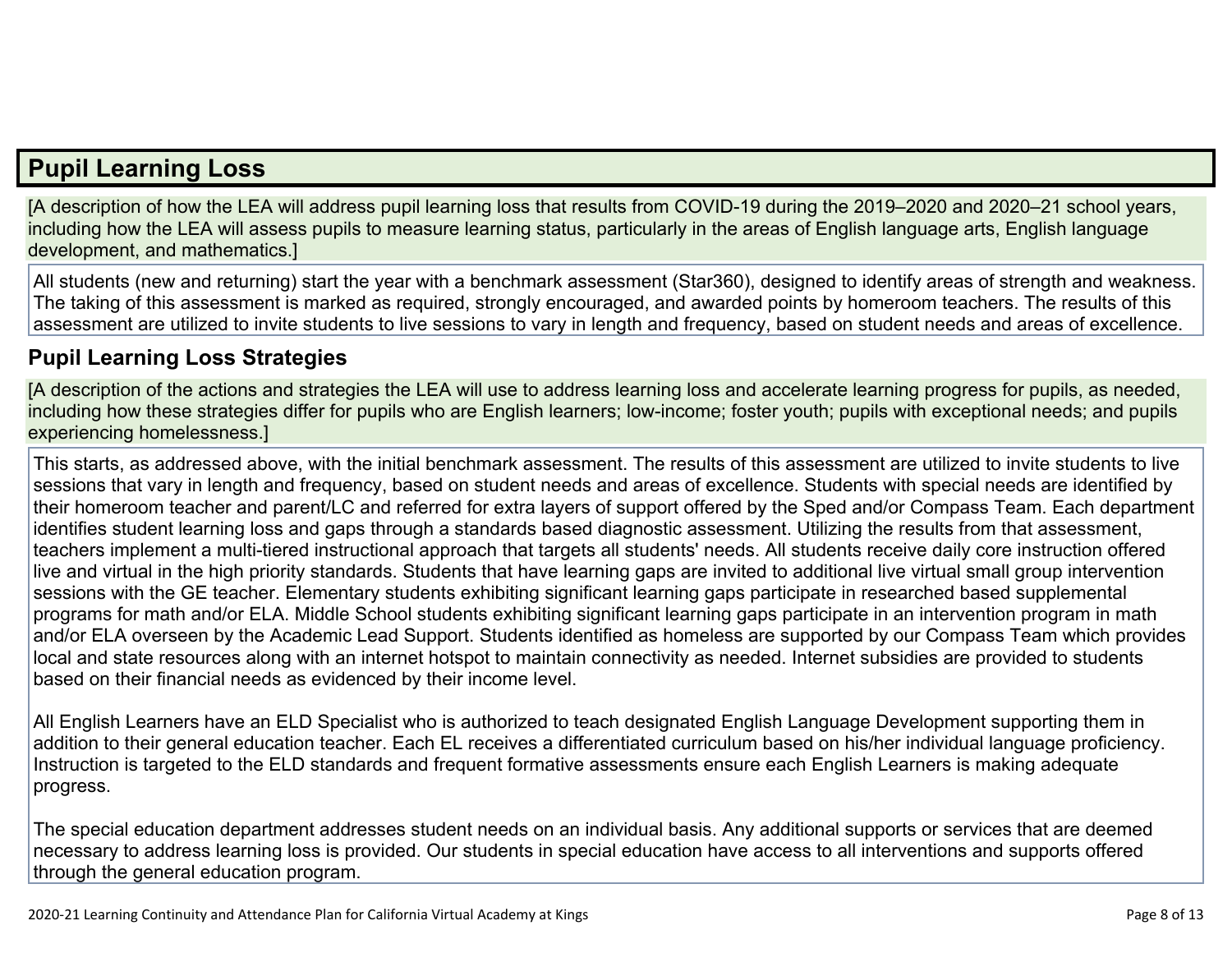## Pupil Learning Loss

[A description of how the LEA will address pupil learning loss that results from COVID-19 during the 2019–2020 and 2020–21 school years, including how the LEA will assess pupils to measure learning status, particularly in the areas of English language arts, English language development, and mathematics.]

All students (new and returning) start the year with a benchmark assessment (Star360), designed to identify areas of strength and weakness. The taking of this assessment is marked as required, strongly encouraged, and awarded points by homeroom teachers. The results of this assessment are utilized to invite students to live sessions to vary in length and frequency, based on student needs and areas of excellence.

### Pupil Learning Loss Strategies

[A description of the actions and strategies the LEA will use to address learning loss and accelerate learning progress for pupils, as needed, including how these strategies differ for pupils who are English learners; low-income; foster youth; pupils with exceptional needs; and pupils experiencing homelessness.]

This starts, as addressed above, with the initial benchmark assessment. The results of this assessment are utilized to invite students to live sessions that vary in length and frequency, based on student needs and areas of excellence. Students with special needs are identified by their homeroom teacher and parent/LC and referred for extra layers of support offered by the Sped and/or Compass Team. Each department identifies student learning loss and gaps through a standards based diagnostic assessment. Utilizing the results from that assessment, teachers implement a multi-tiered instructional approach that targets all students' needs. All students receive daily core instruction offered live and virtual in the high priority standards. Students that have learning gaps are invited to additional live virtual small group intervention sessions with the GE teacher. Elementary students exhibiting significant learning gaps participate in researched based supplemental programs for math and/or ELA. Middle School students exhibiting significant learning gaps participate in an intervention program in math and/or ELA overseen by the Academic Lead Support. Students identified as homeless are supported by our Compass Team which provides local and state resources along with an internet hotspot to maintain connectivity as needed. Internet subsidies are provided to students based on their financial needs as evidenced by their income level.

All English Learners have an ELD Specialist who is authorized to teach designated English Language Development supporting them in addition to their general education teacher. Each EL receives a differentiated curriculum based on his/her individual language proficiency. Instruction is targeted to the ELD standards and frequent formative assessments ensure each English Learners is making adequate progress.

The special education department addresses student needs on an individual basis. Any additional supports or services that are deemed necessary to address learning loss is provided. Our students in special education have access to all interventions and supports offered through the general education program.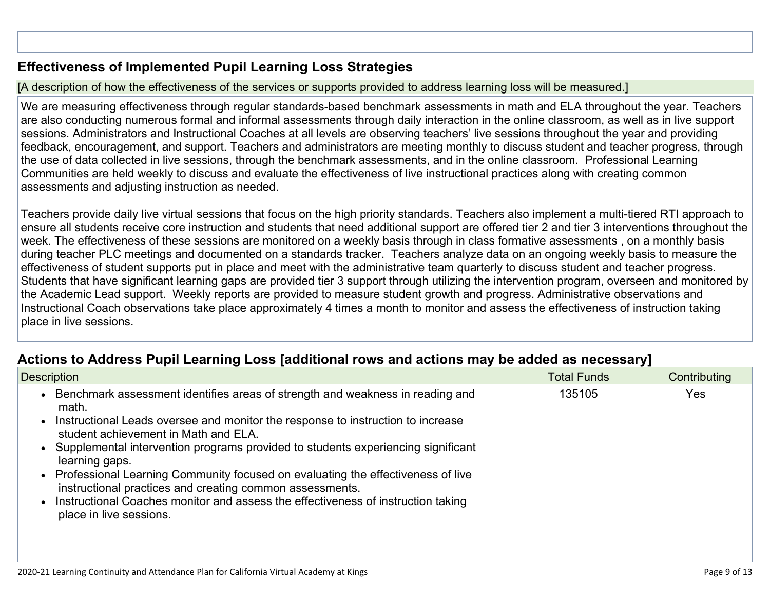## Effectiveness of Implemented Pupil Learning Loss Strategies

[A description of how the effectiveness of the services or supports provided to address learning loss will be measured.]

We are measuring effectiveness through regular standards-based benchmark assessments in math and ELA throughout the year. Teachers are also conducting numerous formal and informal assessments through daily interaction in the online classroom, as well as in live support sessions. Administrators and Instructional Coaches at all levels are observing teachers' live sessions throughout the year and providing feedback, encouragement, and support. Teachers and administrators are meeting monthly to discuss student and teacher progress, through the use of data collected in live sessions, through the benchmark assessments, and in the online classroom. Professional Learning Communities are held weekly to discuss and evaluate the effectiveness of live instructional practices along with creating common assessments and adjusting instruction as needed.

Teachers provide daily live virtual sessions that focus on the high priority standards. Teachers also implement a multi-tiered RTI approach to ensure all students receive core instruction and students that need additional support are offered tier 2 and tier 3 interventions throughout the week. The effectiveness of these sessions are monitored on a weekly basis through in class formative assessments , on a monthly basis during teacher PLC meetings and documented on a standards tracker. Teachers analyze data on an ongoing weekly basis to measure the effectiveness of student supports put in place and meet with the administrative team quarterly to discuss student and teacher progress. Students that have significant learning gaps are provided tier 3 support through utilizing the intervention program, overseen and monitored by the Academic Lead support. Weekly reports are provided to measure student growth and progress. Administrative observations and Instructional Coach observations take place approximately 4 times a month to monitor and assess the effectiveness of instruction taking place in live sessions.

## Actions to Address Pupil Learning Loss [additional rows and actions may be added as necessary]

| Description | Total Funds | Contributing |
| --- | --- | --- |
| • Benchmark assessment identifies areas of strength and weakness in reading and math.<br>• Instructional Leads oversee and monitor the response to instruction to increase student achievement in Math and ELA.<br>• Supplemental intervention programs provided to students experiencing significant learning gaps.<br>• Professional Learning Community focused on evaluating the effectiveness of live instructional practices and creating common assessments.<br>• Instructional Coaches monitor and assess the effectiveness of instruction taking place in live sessions. | 135105 | Yes |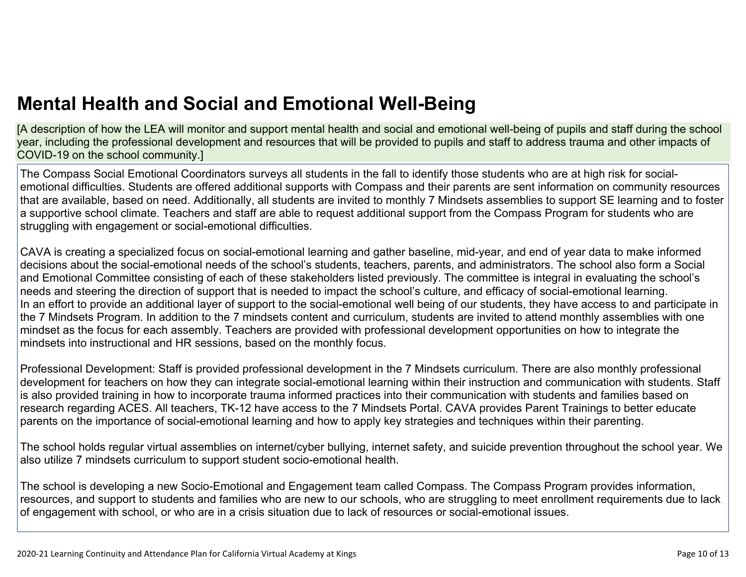# Mental Health and Social and Emotional Well-Being

[A description of how the LEA will monitor and support mental health and social and emotional well-being of pupils and staff during the school year, including the professional development and resources that will be provided to pupils and staff to address trauma and other impacts of COVID-19 on the school community.]

The Compass Social Emotional Coordinators surveys all students in the fall to identify those students who are at high risk for social-emotional difficulties. Students are offered additional supports with Compass and their parents are sent information on community resources that are available, based on need. Additionally, all students are invited to monthly 7 Mindsets assemblies to support SE learning and to foster a supportive school climate. Teachers and staff are able to request additional support from the Compass Program for students who are struggling with engagement or social-emotional difficulties.

CAVA is creating a specialized focus on social-emotional learning and gather baseline, mid-year, and end of year data to make informed decisions about the social-emotional needs of the school's students, teachers, parents, and administrators. The school also form a Social and Emotional Committee consisting of each of these stakeholders listed previously. The committee is integral in evaluating the school's needs and steering the direction of support that is needed to impact the school's culture, and efficacy of social-emotional learning.
In an effort to provide an additional layer of support to the social-emotional well being of our students, they have access to and participate in the 7 Mindsets Program. In addition to the 7 mindsets content and curriculum, students are invited to attend monthly assemblies with one mindset as the focus for each assembly. Teachers are provided with professional development opportunities on how to integrate the mindsets into instructional and HR sessions, based on the monthly focus.

Professional Development: Staff is provided professional development in the 7 Mindsets curriculum. There are also monthly professional development for teachers on how they can integrate social-emotional learning within their instruction and communication with students. Staff is also provided training in how to incorporate trauma informed practices into their communication with students and families based on research regarding ACES. All teachers, TK-12 have access to the 7 Mindsets Portal. CAVA provides Parent Trainings to better educate parents on the importance of social-emotional learning and how to apply key strategies and techniques within their parenting.

The school holds regular virtual assemblies on internet/cyber bullying, internet safety, and suicide prevention throughout the school year. We also utilize 7 mindsets curriculum to support student socio-emotional health.

The school is developing a new Socio-Emotional and Engagement team called Compass. The Compass Program provides information, resources, and support to students and families who are new to our schools, who are struggling to meet enrollment requirements due to lack of engagement with school, or who are in a crisis situation due to lack of resources or social-emotional issues.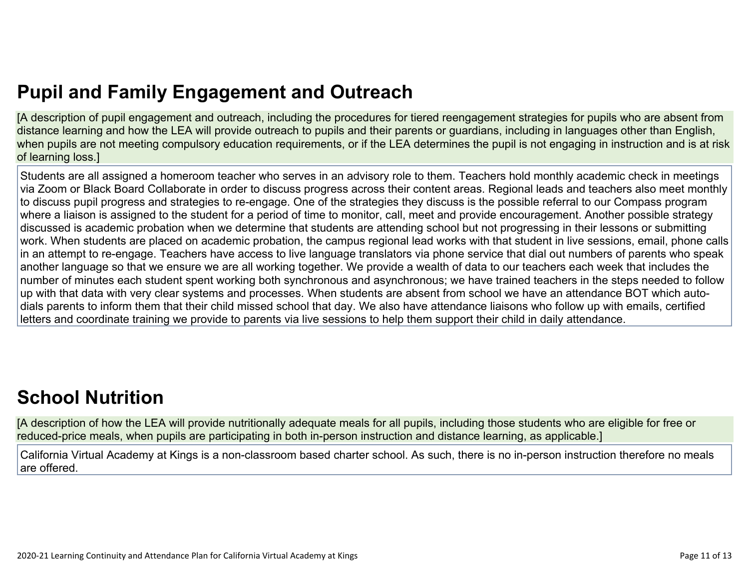## Pupil and Family Engagement and Outreach

[A description of pupil engagement and outreach, including the procedures for tiered reengagement strategies for pupils who are absent from distance learning and how the LEA will provide outreach to pupils and their parents or guardians, including in languages other than English, when pupils are not meeting compulsory education requirements, or if the LEA determines the pupil is not engaging in instruction and is at risk of learning loss.]

Students are all assigned a homeroom teacher who serves in an advisory role to them. Teachers hold monthly academic check in meetings via Zoom or Black Board Collaborate in order to discuss progress across their content areas. Regional leads and teachers also meet monthly to discuss pupil progress and strategies to re-engage. One of the strategies they discuss is the possible referral to our Compass program where a liaison is assigned to the student for a period of time to monitor, call, meet and provide encouragement. Another possible strategy discussed is academic probation when we determine that students are attending school but not progressing in their lessons or submitting work. When students are placed on academic probation, the campus regional lead works with that student in live sessions, email, phone calls in an attempt to re-engage. Teachers have access to live language translators via phone service that dial out numbers of parents who speak another language so that we ensure we are all working together. We provide a wealth of data to our teachers each week that includes the number of minutes each student spent working both synchronous and asynchronous; we have trained teachers in the steps needed to follow up with that data with very clear systems and processes. When students are absent from school we have an attendance BOT which auto-dials parents to inform them that their child missed school that day. We also have attendance liaisons who follow up with emails, certified letters and coordinate training we provide to parents via live sessions to help them support their child in daily attendance.

## School Nutrition

[A description of how the LEA will provide nutritionally adequate meals for all pupils, including those students who are eligible for free or reduced-price meals, when pupils are participating in both in-person instruction and distance learning, as applicable.]

California Virtual Academy at Kings is a non-classroom based charter school. As such, there is no in-person instruction therefore no meals are offered.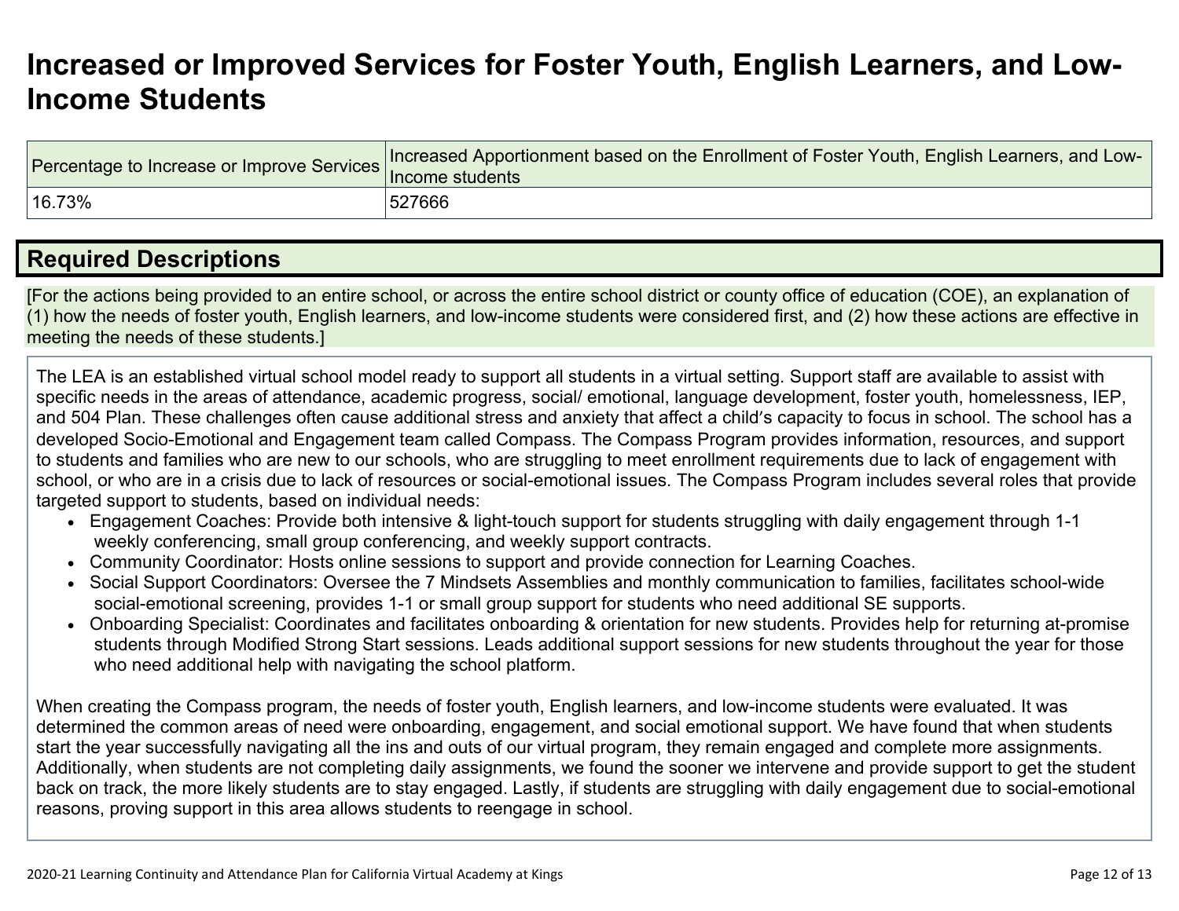# Increased or Improved Services for Foster Youth, English Learners, and Low-Income Students

| Percentage to Increase or Improve Services | Increased Apportionment based on the Enrollment of Foster Youth, English Learners, and Low-Income students |
|---|---|
| 16.73% | 527666 |

## Required Descriptions

[For the actions being provided to an entire school, or across the entire school district or county office of education (COE), an explanation of (1) how the needs of foster youth, English learners, and low-income students were considered first, and (2) how these actions are effective in meeting the needs of these students.]

The LEA is an established virtual school model ready to support all students in a virtual setting. Support staff are available to assist with specific needs in the areas of attendance, academic progress, social/ emotional, language development, foster youth, homelessness, IEP, and 504 Plan. These challenges often cause additional stress and anxiety that affect a child's capacity to focus in school. The school has a developed Socio-Emotional and Engagement team called Compass. The Compass Program provides information, resources, and support to students and families who are new to our schools, who are struggling to meet enrollment requirements due to lack of engagement with school, or who are in a crisis due to lack of resources or social-emotional issues. The Compass Program includes several roles that provide targeted support to students, based on individual needs:

- Engagement Coaches: Provide both intensive & light-touch support for students struggling with daily engagement through 1-1 weekly conferencing, small group conferencing, and weekly support contracts.
- Community Coordinator: Hosts online sessions to support and provide connection for Learning Coaches.
- Social Support Coordinators: Oversee the 7 Mindsets Assemblies and monthly communication to families, facilitates school-wide social-emotional screening, provides 1-1 or small group support for students who need additional SE supports.
- Onboarding Specialist: Coordinates and facilitates onboarding & orientation for new students. Provides help for returning at-promise students through Modified Strong Start sessions. Leads additional support sessions for new students throughout the year for those who need additional help with navigating the school platform.

When creating the Compass program, the needs of foster youth, English learners, and low-income students were evaluated. It was determined the common areas of need were onboarding, engagement, and social emotional support. We have found that when students start the year successfully navigating all the ins and outs of our virtual program, they remain engaged and complete more assignments. Additionally, when students are not completing daily assignments, we found the sooner we intervene and provide support to get the student back on track, the more likely students are to stay engaged. Lastly, if students are struggling with daily engagement due to social-emotional reasons, proving support in this area allows students to reengage in school.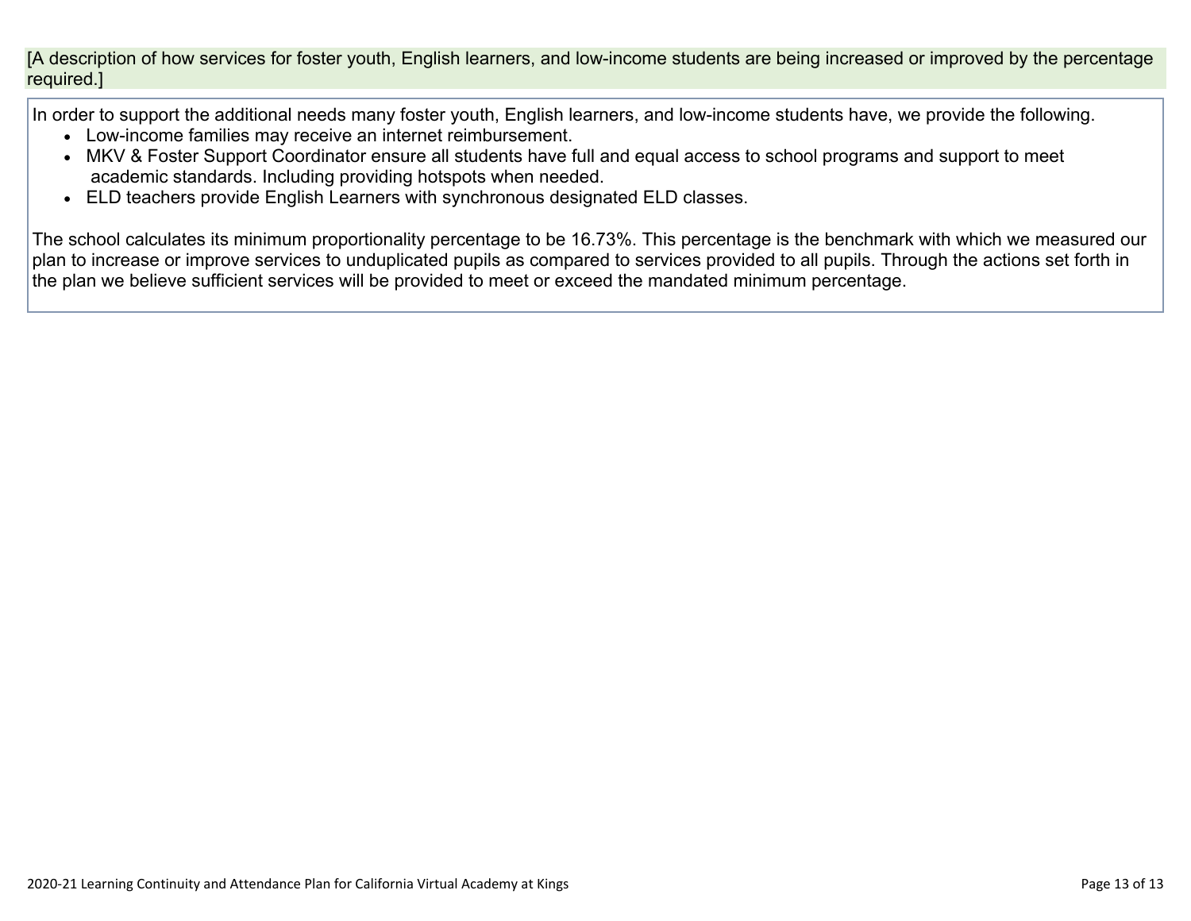[A description of how services for foster youth, English learners, and low-income students are being increased or improved by the percentage required.]

In order to support the additional needs many foster youth, English learners, and low-income students have, we provide the following.

- Low-income families may receive an internet reimbursement.
- MKV & Foster Support Coordinator ensure all students have full and equal access to school programs and support to meet academic standards. Including providing hotspots when needed.
- ELD teachers provide English Learners with synchronous designated ELD classes.

The school calculates its minimum proportionality percentage to be 16.73%. This percentage is the benchmark with which we measured our plan to increase or improve services to unduplicated pupils as compared to services provided to all pupils. Through the actions set forth in the plan we believe sufficient services will be provided to meet or exceed the mandated minimum percentage.